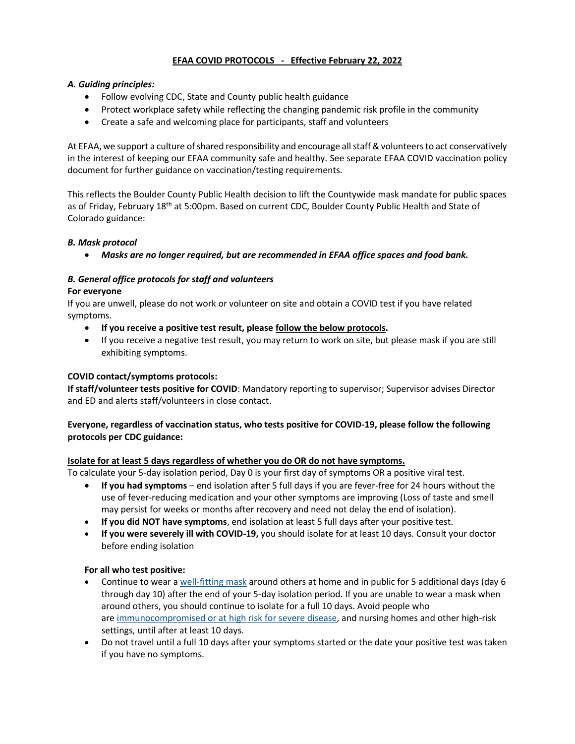# EFAA COVID PROTOCOLS - Effective February 22, 2022

### *A. Guiding principles:*

- Follow evolving CDC, State and County public health guidance
- Protect workplace safety while reflecting the changing pandemic risk profile in the community
- Create a safe and welcoming place for participants, staff and volunteers

At EFAA, we support a culture of shared responsibility and encourage all staff & volunteers to act conservatively in the interest of keeping our EFAA community safe and healthy. See separate EFAA COVID vaccination policy document for further guidance on vaccination/testing requirements.

This reflects the Boulder County Public Health decision to lift the Countywide mask mandate for public spaces as of Friday, February 18th at 5:00pm. Based on current CDC, Boulder County Public Health and State of Colorado guidance:

### *B. Mask protocol*

- ***Masks are no longer required, but are recommended in EFAA office spaces and food bank.***

### *B. General office protocols for staff and volunteers*

**For everyone**

If you are unwell, please do not work or volunteer on site and obtain a COVID test if you have related symptoms.

- **If you receive a positive test result, please follow the below protocols.**
- If you receive a negative test result, you may return to work on site, but please mask if you are still exhibiting symptoms.

**COVID contact/symptoms protocols:**

**If staff/volunteer tests positive for COVID**: Mandatory reporting to supervisor; Supervisor advises Director and ED and alerts staff/volunteers in close contact.

**Everyone, regardless of vaccination status, who tests positive for COVID-19, please follow the following protocols per CDC guidance:**

**Isolate for at least 5 days regardless of whether you do OR do not have symptoms.**

To calculate your 5-day isolation period, Day 0 is your first day of symptoms OR a positive viral test.

- **If you had symptoms** – end isolation after 5 full days if you are fever-free for 24 hours without the use of fever-reducing medication and your other symptoms are improving (Loss of taste and smell may persist for weeks or months after recovery and need not delay the end of isolation).
- **If you did NOT have symptoms**, end isolation at least 5 full days after your positive test.
- **If you were severely ill with COVID-19,** you should isolate for at least 10 days. Consult your doctor before ending isolation

**For all who test positive:**

- Continue to wear a well-fitting mask around others at home and in public for 5 additional days (day 6 through day 10) after the end of your 5-day isolation period. If you are unable to wear a mask when around others, you should continue to isolate for a full 10 days. Avoid people who are immunocompromised or at high risk for severe disease, and nursing homes and other high-risk settings, until after at least 10 days.
- Do not travel until a full 10 days after your symptoms started or the date your positive test was taken if you have no symptoms.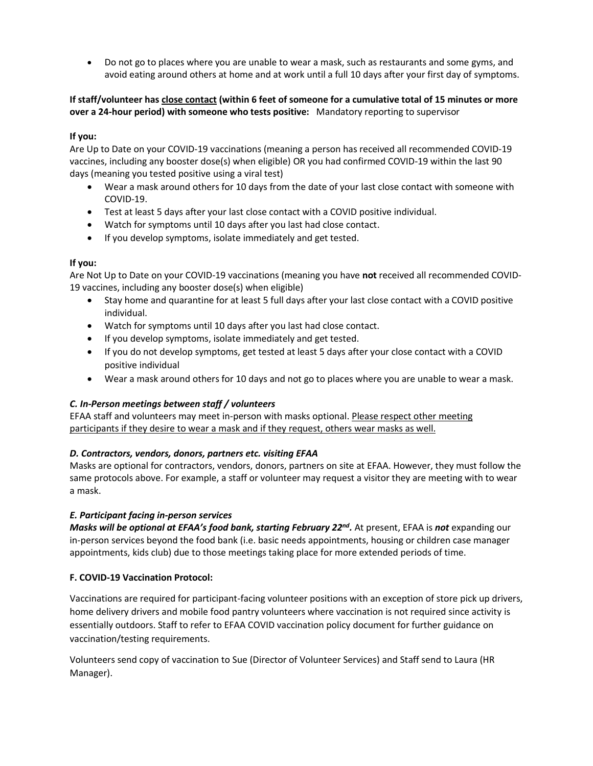- Do not go to places where you are unable to wear a mask, such as restaurants and some gyms, and avoid eating around others at home and at work until a full 10 days after your first day of symptoms.

**If staff/volunteer has <u>close contact</u> (within 6 feet of someone for a cumulative total of 15 minutes or more over a 24-hour period) with someone who tests positive:** Mandatory reporting to supervisor

**If you:**
Are Up to Date on your COVID-19 vaccinations (meaning a person has received all recommended COVID-19 vaccines, including any booster dose(s) when eligible) OR you had confirmed COVID-19 within the last 90 days (meaning you tested positive using a viral test)

- Wear a mask around others for 10 days from the date of your last close contact with someone with COVID-19.
- Test at least 5 days after your last close contact with a COVID positive individual.
- Watch for symptoms until 10 days after you last had close contact.
- If you develop symptoms, isolate immediately and get tested.

**If you:**
Are Not Up to Date on your COVID-19 vaccinations (meaning you have **not** received all recommended COVID-19 vaccines, including any booster dose(s) when eligible)

- Stay home and quarantine for at least 5 full days after your last close contact with a COVID positive individual.
- Watch for symptoms until 10 days after you last had close contact.
- If you develop symptoms, isolate immediately and get tested.
- If you do not develop symptoms, get tested at least 5 days after your close contact with a COVID positive individual
- Wear a mask around others for 10 days and not go to places where you are unable to wear a mask.

### *C. In-Person meetings between staff / volunteers*

EFAA staff and volunteers may meet in-person with masks optional. <u>Please respect other meeting participants if they desire to wear a mask and if they request, others wear masks as well.</u>

### *D. Contractors, vendors, donors, partners etc. visiting EFAA*

Masks are optional for contractors, vendors, donors, partners on site at EFAA. However, they must follow the same protocols above. For example, a staff or volunteer may request a visitor they are meeting with to wear a mask.

### *E. Participant facing in-person services*

***Masks will be optional at EFAA's food bank, starting February 22nd.*** At present, EFAA is ***not*** expanding our in-person services beyond the food bank (i.e. basic needs appointments, housing or children case manager appointments, kids club) due to those meetings taking place for more extended periods of time.

### F. COVID-19 Vaccination Protocol:

Vaccinations are required for participant-facing volunteer positions with an exception of store pick up drivers, home delivery drivers and mobile food pantry volunteers where vaccination is not required since activity is essentially outdoors. Staff to refer to EFAA COVID vaccination policy document for further guidance on vaccination/testing requirements.

Volunteers send copy of vaccination to Sue (Director of Volunteer Services) and Staff send to Laura (HR Manager).